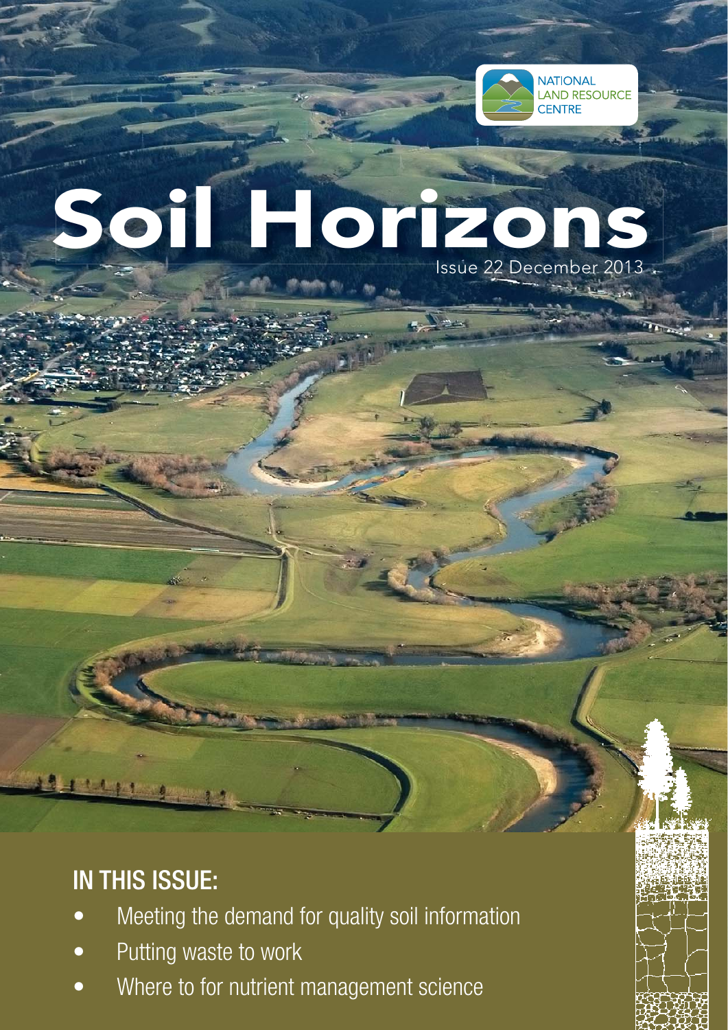NATIONAL LAND RESOURCE CENTRE

# Soil Horizons

Issue 22 December 2013

## IN THIS ISSUE:

- Meeting the demand for quality soil information
- Putting waste to work
- Where to for nutrient management science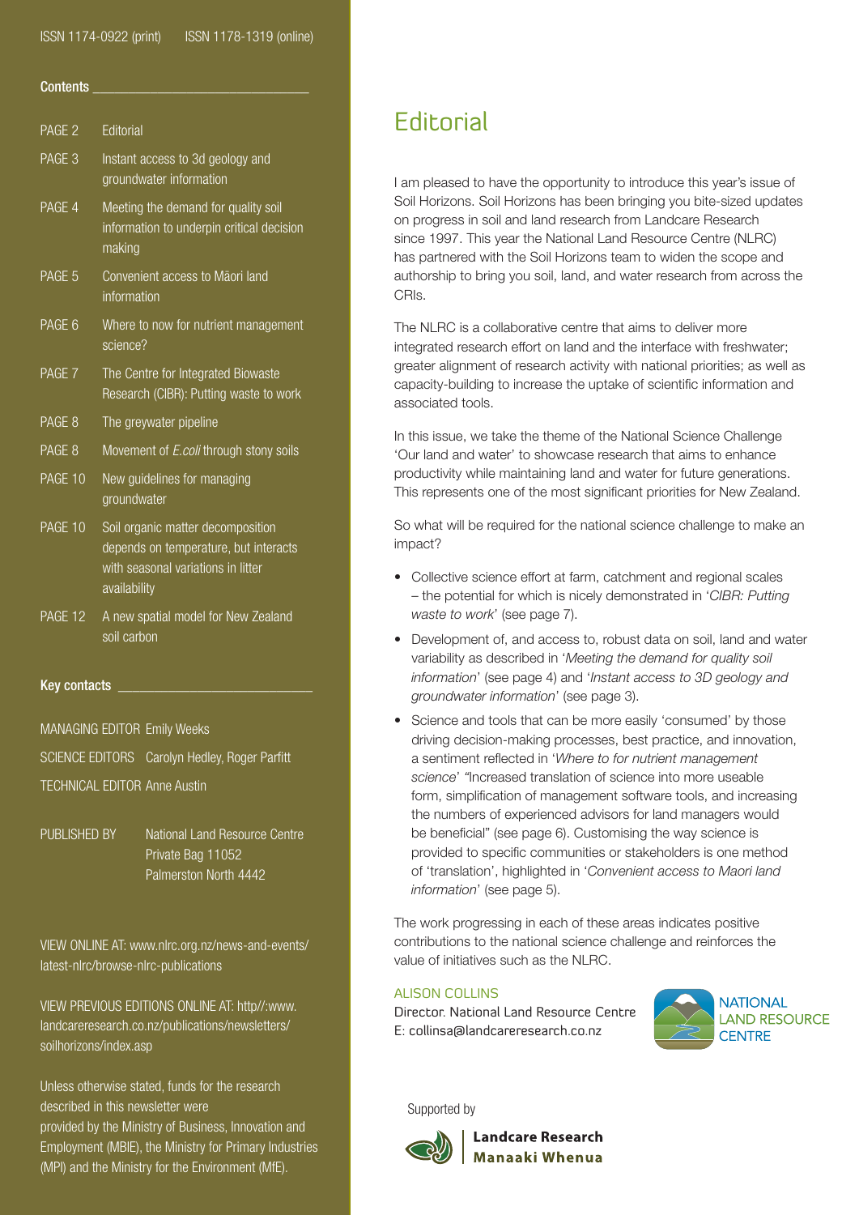ISSN 1174-0922 (print) ISSN 1178-1319 (online)

**Contents**

| | |
|---|---|
| PAGE 2 | Editorial |
| PAGE 3 | Instant access to 3d geology and groundwater information |
| PAGE 4 | Meeting the demand for quality soil information to underpin critical decision making |
| PAGE 5 | Convenient access to Māori land information |
| PAGE 6 | Where to now for nutrient management science? |
| PAGE 7 | The Centre for Integrated Biowaste Research (CIBR): Putting waste to work |
| PAGE 8 | The greywater pipeline |
| PAGE 8 | Movement of *E.coli* through stony soils |
| PAGE 10 | New guidelines for managing groundwater |
| PAGE 10 | Soil organic matter decomposition depends on temperature, but interacts with seasonal variations in litter availability |
| PAGE 12 | A new spatial model for New Zealand soil carbon |

**Key contacts**

MANAGING EDITOR Emily Weeks

SCIENCE EDITORS Carolyn Hedley, Roger Parfitt

TECHNICAL EDITOR Anne Austin

PUBLISHED BY National Land Resource Centre
Private Bag 11052
Palmerston North 4442

VIEW ONLINE AT: www.nlrc.org.nz/news-and-events/latest-nlrc/browse-nlrc-publications

VIEW PREVIOUS EDITIONS ONLINE AT: http//:www.landcareresearch.co.nz/publications/newsletters/soilhorizons/index.asp

Unless otherwise stated, funds for the research described in this newsletter were provided by the Ministry of Business, Innovation and Employment (MBIE), the Ministry for Primary Industries (MPI) and the Ministry for the Environment (MfE).

# Editorial

I am pleased to have the opportunity to introduce this year's issue of Soil Horizons. Soil Horizons has been bringing you bite-sized updates on progress in soil and land research from Landcare Research since 1997. This year the National Land Resource Centre (NLRC) has partnered with the Soil Horizons team to widen the scope and authorship to bring you soil, land, and water research from across the CRIs.

The NLRC is a collaborative centre that aims to deliver more integrated research effort on land and the interface with freshwater; greater alignment of research activity with national priorities; as well as capacity-building to increase the uptake of scientific information and associated tools.

In this issue, we take the theme of the National Science Challenge 'Our land and water' to showcase research that aims to enhance productivity while maintaining land and water for future generations. This represents one of the most significant priorities for New Zealand.

So what will be required for the national science challenge to make an impact?

- Collective science effort at farm, catchment and regional scales – the potential for which is nicely demonstrated in '*CIBR: Putting waste to work*' (see page 7).
- Development of, and access to, robust data on soil, land and water variability as described in '*Meeting the demand for quality soil information*' (see page 4) and '*Instant access to 3D geology and groundwater information*' (see page 3).
- Science and tools that can be more easily 'consumed' by those driving decision-making processes, best practice, and innovation, a sentiment reflected in '*Where to for nutrient management science*' "Increased translation of science into more useable form, simplification of management software tools, and increasing the numbers of experienced advisors for land managers would be beneficial" (see page 6). Customising the way science is provided to specific communities or stakeholders is one method of 'translation', highlighted in '*Convenient access to Maori land information*' (see page 5).

The work progressing in each of these areas indicates positive contributions to the national science challenge and reinforces the value of initiatives such as the NLRC.

ALISON COLLINS
Director. National Land Resource Centre
E: collinsa@landcareresearch.co.nz

NATIONAL LAND RESOURCE CENTRE

Supported by

Landcare Research
Manaaki Whenua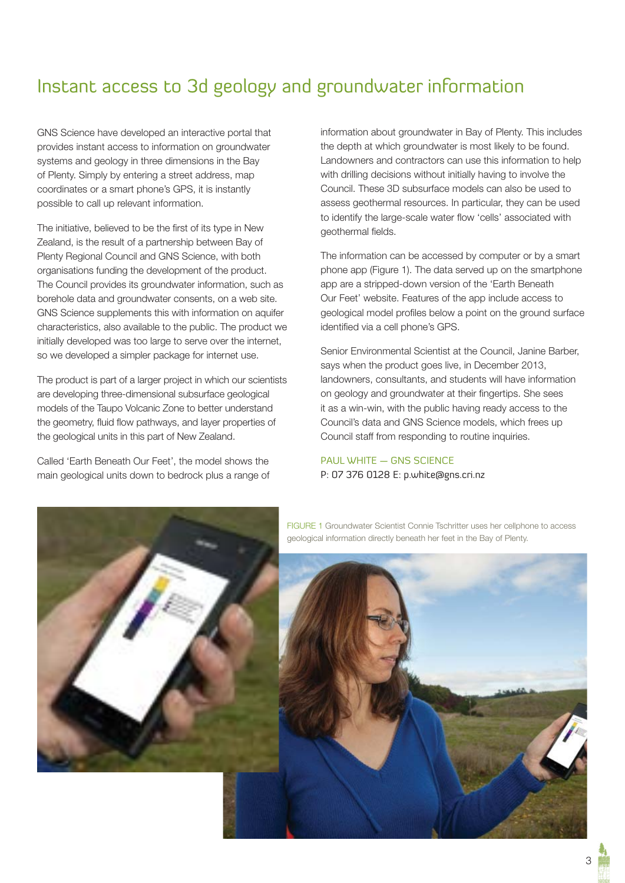# Instant access to 3d geology and groundwater information

GNS Science have developed an interactive portal that provides instant access to information on groundwater systems and geology in three dimensions in the Bay of Plenty. Simply by entering a street address, map coordinates or a smart phone's GPS, it is instantly possible to call up relevant information.

The initiative, believed to be the first of its type in New Zealand, is the result of a partnership between Bay of Plenty Regional Council and GNS Science, with both organisations funding the development of the product. The Council provides its groundwater information, such as borehole data and groundwater consents, on a web site. GNS Science supplements this with information on aquifer characteristics, also available to the public. The product we initially developed was too large to serve over the internet, so we developed a simpler package for internet use.

The product is part of a larger project in which our scientists are developing three-dimensional subsurface geological models of the Taupo Volcanic Zone to better understand the geometry, fluid flow pathways, and layer properties of the geological units in this part of New Zealand.

Called 'Earth Beneath Our Feet', the model shows the main geological units down to bedrock plus a range of information about groundwater in Bay of Plenty. This includes the depth at which groundwater is most likely to be found. Landowners and contractors can use this information to help with drilling decisions without initially having to involve the Council. These 3D subsurface models can also be used to assess geothermal resources. In particular, they can be used to identify the large-scale water flow 'cells' associated with geothermal fields.

The information can be accessed by computer or by a smart phone app (Figure 1). The data served up on the smartphone app are a stripped-down version of the 'Earth Beneath Our Feet' website. Features of the app include access to geological model profiles below a point on the ground surface identified via a cell phone's GPS.

Senior Environmental Scientist at the Council, Janine Barber, says when the product goes live, in December 2013, landowners, consultants, and students will have information on geology and groundwater at their fingertips. She sees it as a win-win, with the public having ready access to the Council's data and GNS Science models, which frees up Council staff from responding to routine inquiries.

PAUL WHITE — GNS SCIENCE
P: 07 376 0128 E: p.white@gns.cri.nz

FIGURE 1 Groundwater Scientist Connie Tschritter uses her cellphone to access geological information directly beneath her feet in the Bay of Plenty.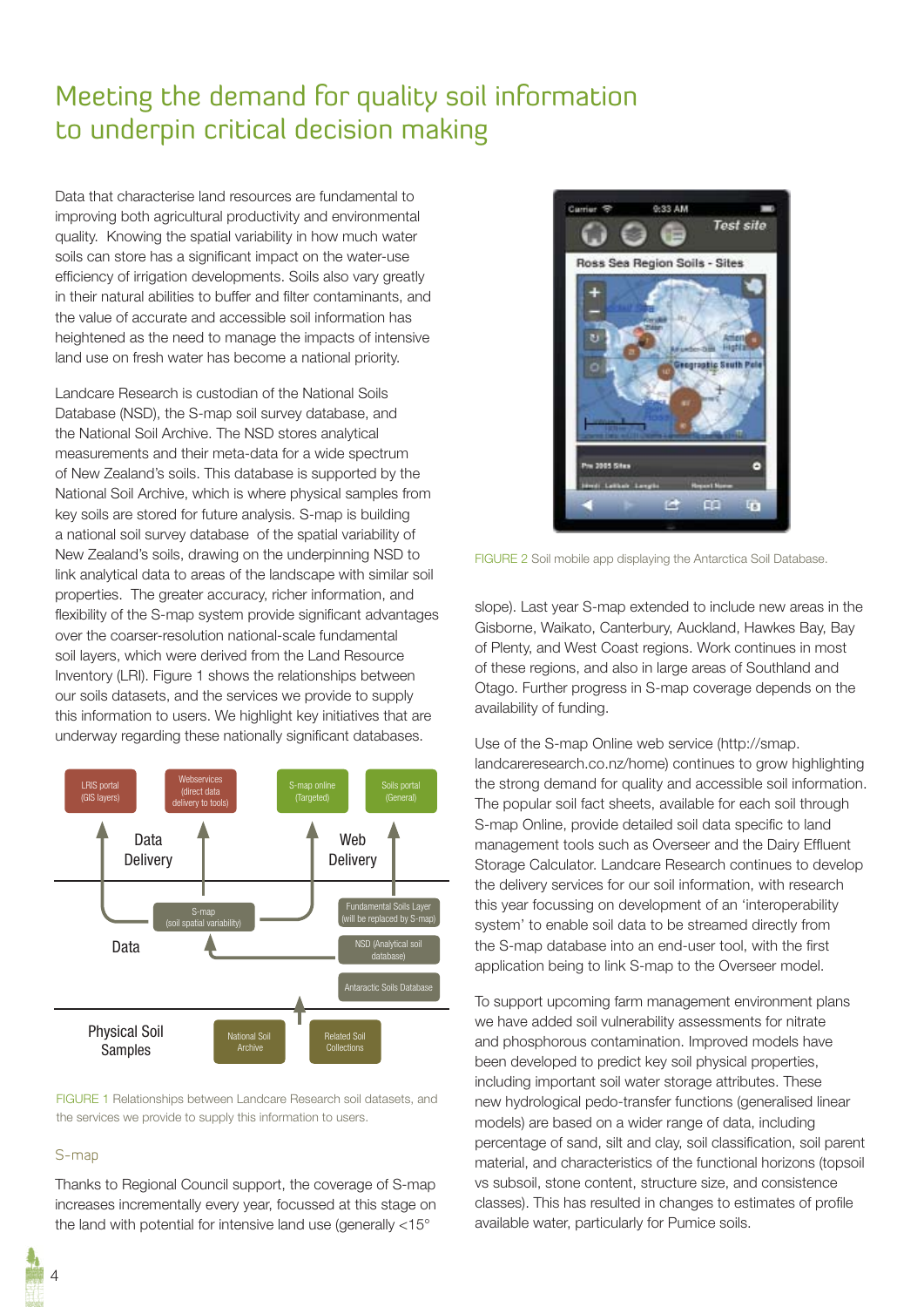# Meeting the demand for quality soil information to underpin critical decision making

Data that characterise land resources are fundamental to improving both agricultural productivity and environmental quality. Knowing the spatial variability in how much water soils can store has a significant impact on the water-use efficiency of irrigation developments. Soils also vary greatly in their natural abilities to buffer and filter contaminants, and the value of accurate and accessible soil information has heightened as the need to manage the impacts of intensive land use on fresh water has become a national priority.

Landcare Research is custodian of the National Soils Database (NSD), the S-map soil survey database, and the National Soil Archive. The NSD stores analytical measurements and their meta-data for a wide spectrum of New Zealand's soils. This database is supported by the National Soil Archive, which is where physical samples from key soils are stored for future analysis. S-map is building a national soil survey database of the spatial variability of New Zealand's soils, drawing on the underpinning NSD to link analytical data to areas of the landscape with similar soil properties. The greater accuracy, richer information, and flexibility of the S-map system provide significant advantages over the coarser-resolution national-scale fundamental soil layers, which were derived from the Land Resource Inventory (LRI). Figure 1 shows the relationships between our soils datasets, and the services we provide to supply this information to users. We highlight key initiatives that are underway regarding these nationally significant databases.

FIGURE 1 Relationships between Landcare Research soil datasets, and the services we provide to supply this information to users.

## S-map

Thanks to Regional Council support, the coverage of S-map increases incrementally every year, focussed at this stage on the land with potential for intensive land use (generally <15° slope). Last year S-map extended to include new areas in the Gisborne, Waikato, Canterbury, Auckland, Hawkes Bay, Bay of Plenty, and West Coast regions. Work continues in most of these regions, and also in large areas of Southland and Otago. Further progress in S-map coverage depends on the availability of funding.

FIGURE 2 Soil mobile app displaying the Antarctica Soil Database.

Use of the S-map Online web service (http://smap.landcareresearch.co.nz/home) continues to grow highlighting the strong demand for quality and accessible soil information. The popular soil fact sheets, available for each soil through S-map Online, provide detailed soil data specific to land management tools such as Overseer and the Dairy Effluent Storage Calculator. Landcare Research continues to develop the delivery services for our soil information, with research this year focussing on development of an 'interoperability system' to enable soil data to be streamed directly from the S-map database into an end-user tool, with the first application being to link S-map to the Overseer model.

To support upcoming farm management environment plans we have added soil vulnerability assessments for nitrate and phosphorous contamination. Improved models have been developed to predict key soil physical properties, including important soil water storage attributes. These new hydrological pedo-transfer functions (generalised linear models) are based on a wider range of data, including percentage of sand, silt and clay, soil classification, soil parent material, and characteristics of the functional horizons (topsoil vs subsoil, stone content, structure size, and consistence classes). This has resulted in changes to estimates of profile available water, particularly for Pumice soils.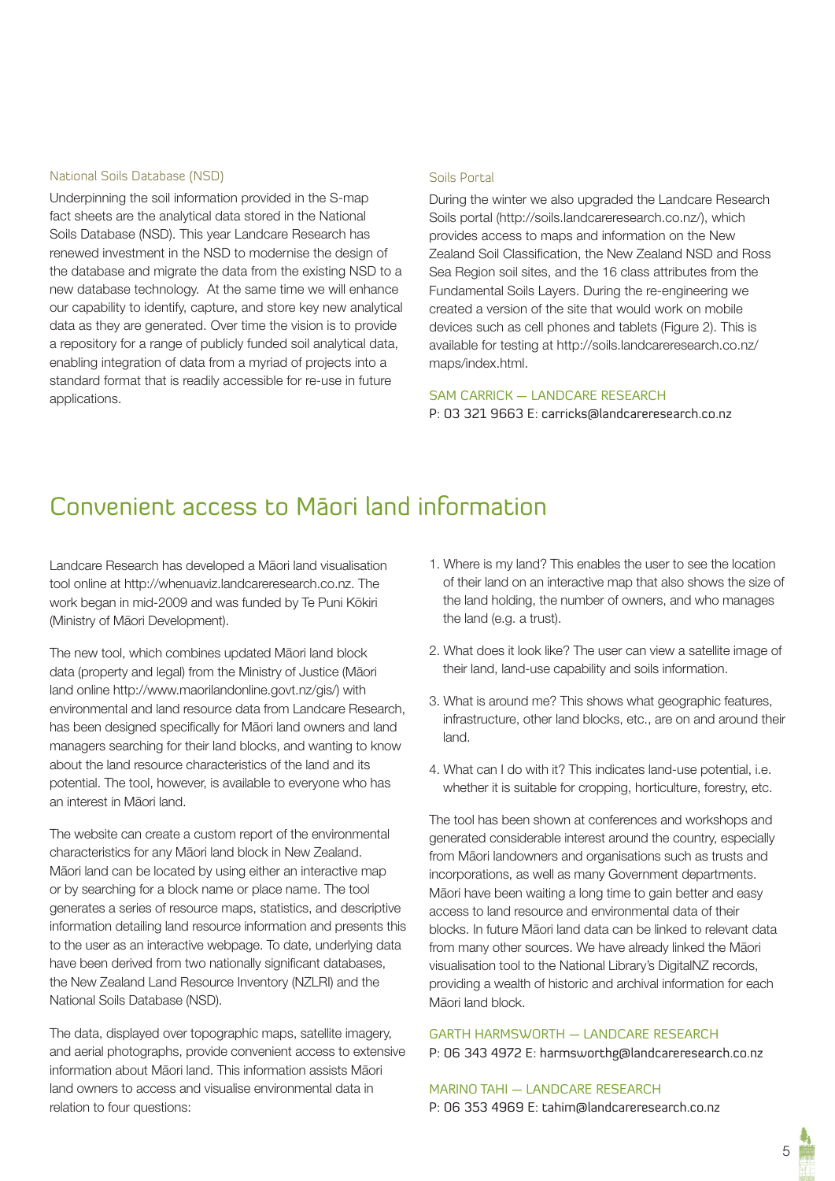### National Soils Database (NSD)

Underpinning the soil information provided in the S-map fact sheets are the analytical data stored in the National Soils Database (NSD). This year Landcare Research has renewed investment in the NSD to modernise the design of the database and migrate the data from the existing NSD to a new database technology. At the same time we will enhance our capability to identify, capture, and store key new analytical data as they are generated. Over time the vision is to provide a repository for a range of publicly funded soil analytical data, enabling integration of data from a myriad of projects into a standard format that is readily accessible for re-use in future applications.

### Soils Portal

During the winter we also upgraded the Landcare Research Soils portal (http://soils.landcareresearch.co.nz/), which provides access to maps and information on the New Zealand Soil Classification, the New Zealand NSD and Ross Sea Region soil sites, and the 16 class attributes from the Fundamental Soils Layers. During the re-engineering we created a version of the site that would work on mobile devices such as cell phones and tablets (Figure 2). This is available for testing at http://soils.landcareresearch.co.nz/maps/index.html.

SAM CARRICK — LANDCARE RESEARCH
P: 03 321 9663 E: carricks@landcareresearch.co.nz

# Convenient access to Māori land information

Landcare Research has developed a Māori land visualisation tool online at http://whenuaviz.landcareresearch.co.nz. The work began in mid-2009 and was funded by Te Puni Kōkiri (Ministry of Māori Development).

The new tool, which combines updated Māori land block data (property and legal) from the Ministry of Justice (Māori land online http://www.maorilandonline.govt.nz/gis/) with environmental and land resource data from Landcare Research, has been designed specifically for Māori land owners and land managers searching for their land blocks, and wanting to know about the land resource characteristics of the land and its potential. The tool, however, is available to everyone who has an interest in Māori land.

The website can create a custom report of the environmental characteristics for any Māori land block in New Zealand. Māori land can be located by using either an interactive map or by searching for a block name or place name. The tool generates a series of resource maps, statistics, and descriptive information detailing land resource information and presents this to the user as an interactive webpage. To date, underlying data have been derived from two nationally significant databases, the New Zealand Land Resource Inventory (NZLRI) and the National Soils Database (NSD).

The data, displayed over topographic maps, satellite imagery, and aerial photographs, provide convenient access to extensive information about Māori land. This information assists Māori land owners to access and visualise environmental data in relation to four questions:

1. Where is my land? This enables the user to see the location of their land on an interactive map that also shows the size of the land holding, the number of owners, and who manages the land (e.g. a trust).
2. What does it look like? The user can view a satellite image of their land, land-use capability and soils information.
3. What is around me? This shows what geographic features, infrastructure, other land blocks, etc., are on and around their land.
4. What can I do with it? This indicates land-use potential, i.e. whether it is suitable for cropping, horticulture, forestry, etc.

The tool has been shown at conferences and workshops and generated considerable interest around the country, especially from Māori landowners and organisations such as trusts and incorporations, as well as many Government departments. Māori have been waiting a long time to gain better and easy access to land resource and environmental data of their blocks. In future Māori land data can be linked to relevant data from many other sources. We have already linked the Māori visualisation tool to the National Library's DigitalNZ records, providing a wealth of historic and archival information for each Māori land block.

GARTH HARMSWORTH — LANDCARE RESEARCH
P: 06 343 4972 E: harmsworthg@landcareresearch.co.nz

MARINO TAHI — LANDCARE RESEARCH
P: 06 353 4969 E: tahim@landcareresearch.co.nz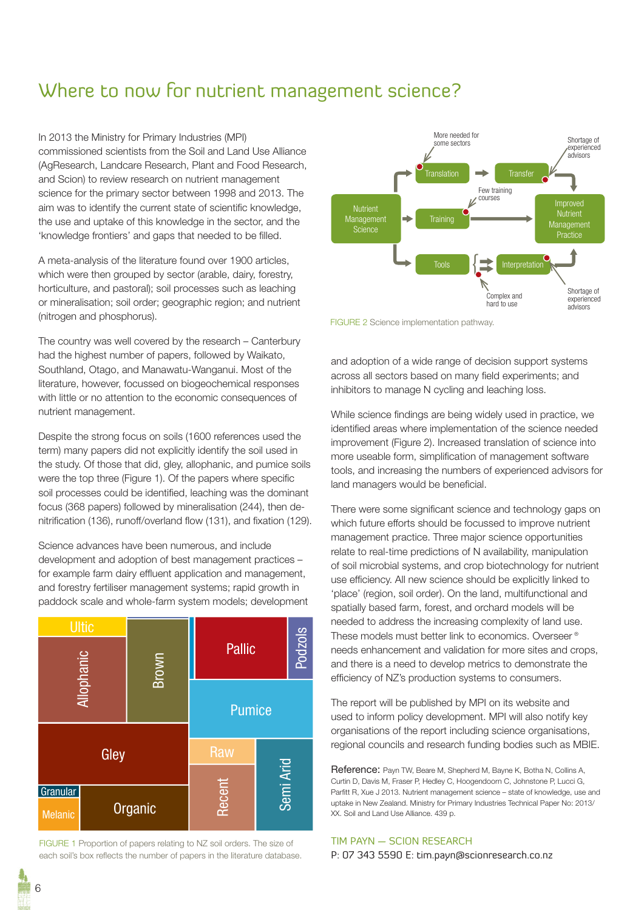# Where to now for nutrient management science?

In 2013 the Ministry for Primary Industries (MPI) commissioned scientists from the Soil and Land Use Alliance (AgResearch, Landcare Research, Plant and Food Research, and Scion) to review research on nutrient management science for the primary sector between 1998 and 2013. The aim was to identify the current state of scientific knowledge, the use and uptake of this knowledge in the sector, and the 'knowledge frontiers' and gaps that needed to be filled.

A meta-analysis of the literature found over 1900 articles, which were then grouped by sector (arable, dairy, forestry, horticulture, and pastoral); soil processes such as leaching or mineralisation; soil order; geographic region; and nutrient (nitrogen and phosphorus).

The country was well covered by the research – Canterbury had the highest number of papers, followed by Waikato, Southland, Otago, and Manawatu-Wanganui. Most of the literature, however, focussed on biogeochemical responses with little or no attention to the economic consequences of nutrient management.

Despite the strong focus on soils (1600 references used the term) many papers did not explicitly identify the soil used in the study. Of those that did, gley, allophanic, and pumice soils were the top three (Figure 1). Of the papers where specific soil processes could be identified, leaching was the dominant focus (368 papers) followed by mineralisation (244), then de-nitrification (136), runoff/overland flow (131), and fixation (129).

Science advances have been numerous, and include development and adoption of best management practices – for example farm dairy effluent application and management, and forestry fertiliser management systems; rapid growth in paddock scale and whole-farm system models; development and adoption of a wide range of decision support systems across all sectors based on many field experiments; and inhibitors to manage N cycling and leaching loss.

Ultic | Allophanic | Brown | Pallic | Podzols | Pumice | Gley | Raw | Recent | Semi Arid | Granular | Melanic | Organic

FIGURE 1 Proportion of papers relating to NZ soil orders. The size of each soil's box reflects the number of papers in the literature database.

Nutrient Management Science → Translation → Transfer → Improved Nutrient Management Practice
Nutrient Management Science → Training → Improved Nutrient Management Practice
Nutrient Management Science → Tools → Interpretation → Improved Nutrient Management Practice

More needed for some sectors (Translation) | Shortage of experienced advisors (Transfer) | Few training courses (Training) | Complex and hard to use (Tools) | Shortage of experienced advisors (Interpretation)

FIGURE 2 Science implementation pathway.

While science findings are being widely used in practice, we identified areas where implementation of the science needed improvement (Figure 2). Increased translation of science into more useable form, simplification of management software tools, and increasing the numbers of experienced advisors for land managers would be beneficial.

There were some significant science and technology gaps on which future efforts should be focussed to improve nutrient management practice. Three major science opportunities relate to real-time predictions of N availability, manipulation of soil microbial systems, and crop biotechnology for nutrient use efficiency. All new science should be explicitly linked to 'place' (region, soil order). On the land, multifunctional and spatially based farm, forest, and orchard models will be needed to address the increasing complexity of land use. These models must better link to economics. Overseer ® needs enhancement and validation for more sites and crops, and there is a need to develop metrics to demonstrate the efficiency of NZ's production systems to consumers.

The report will be published by MPI on its website and used to inform policy development. MPI will also notify key organisations of the report including science organisations, regional councils and research funding bodies such as MBIE.

**Reference:** Payn TW, Beare M, Shepherd M, Bayne K, Botha N, Collins A, Curtin D, Davis M, Fraser P, Hedley C, Hoogendoorn C, Johnstone P, Lucci G, Parfitt R, Xue J 2013. Nutrient management science – state of knowledge, use and uptake in New Zealand. Ministry for Primary Industries Technical Paper No: 2013/XX. Soil and Land Use Alliance. 439 p.

TIM PAYN — SCION RESEARCH
P: 07 343 5590 E: tim.payn@scionresearch.co.nz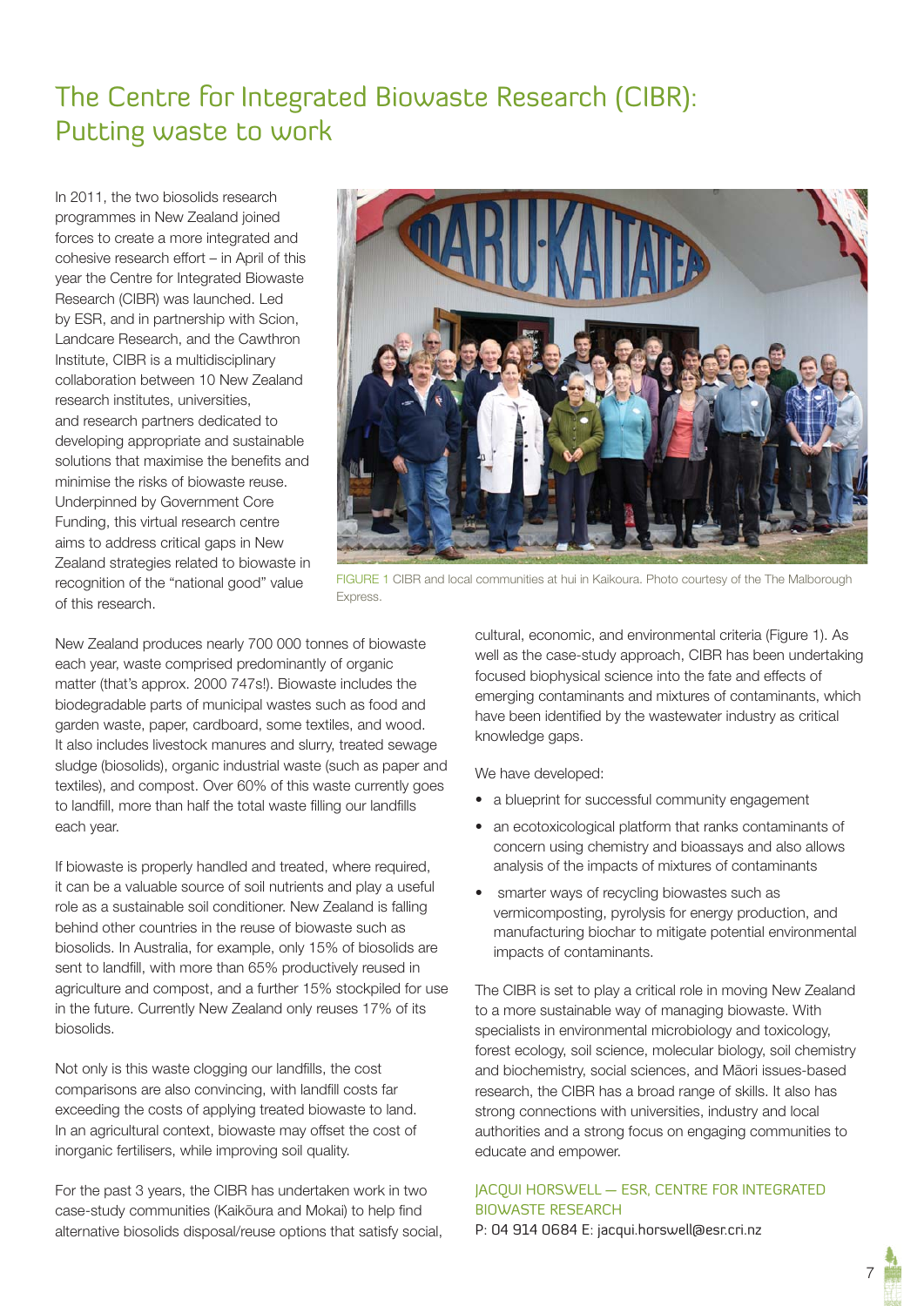# The Centre for Integrated Biowaste Research (CIBR): Putting waste to work

In 2011, the two biosolids research programmes in New Zealand joined forces to create a more integrated and cohesive research effort – in April of this year the Centre for Integrated Biowaste Research (CIBR) was launched. Led by ESR, and in partnership with Scion, Landcare Research, and the Cawthron Institute, CIBR is a multidisciplinary collaboration between 10 New Zealand research institutes, universities, and research partners dedicated to developing appropriate and sustainable solutions that maximise the benefits and minimise the risks of biowaste reuse. Underpinned by Government Core Funding, this virtual research centre aims to address critical gaps in New Zealand strategies related to biowaste in recognition of the "national good" value of this research.

FIGURE 1 CIBR and local communities at hui in Kaikoura. Photo courtesy of the The Malborough Express.

New Zealand produces nearly 700 000 tonnes of biowaste each year, waste comprised predominantly of organic matter (that's approx. 2000 747s!). Biowaste includes the biodegradable parts of municipal wastes such as food and garden waste, paper, cardboard, some textiles, and wood. It also includes livestock manures and slurry, treated sewage sludge (biosolids), organic industrial waste (such as paper and textiles), and compost. Over 60% of this waste currently goes to landfill, more than half the total waste filling our landfills each year.

If biowaste is properly handled and treated, where required, it can be a valuable source of soil nutrients and play a useful role as a sustainable soil conditioner. New Zealand is falling behind other countries in the reuse of biowaste such as biosolids. In Australia, for example, only 15% of biosolids are sent to landfill, with more than 65% productively reused in agriculture and compost, and a further 15% stockpiled for use in the future. Currently New Zealand only reuses 17% of its biosolids.

Not only is this waste clogging our landfills, the cost comparisons are also convincing, with landfill costs far exceeding the costs of applying treated biowaste to land. In an agricultural context, biowaste may offset the cost of inorganic fertilisers, while improving soil quality.

For the past 3 years, the CIBR has undertaken work in two case-study communities (Kaikōura and Mokai) to help find alternative biosolids disposal/reuse options that satisfy social, cultural, economic, and environmental criteria (Figure 1). As well as the case-study approach, CIBR has been undertaking focused biophysical science into the fate and effects of emerging contaminants and mixtures of contaminants, which have been identified by the wastewater industry as critical knowledge gaps.

We have developed:

- a blueprint for successful community engagement
- an ecotoxicological platform that ranks contaminants of concern using chemistry and bioassays and also allows analysis of the impacts of mixtures of contaminants
- smarter ways of recycling biowastes such as vermicomposting, pyrolysis for energy production, and manufacturing biochar to mitigate potential environmental impacts of contaminants.

The CIBR is set to play a critical role in moving New Zealand to a more sustainable way of managing biowaste. With specialists in environmental microbiology and toxicology, forest ecology, soil science, molecular biology, soil chemistry and biochemistry, social sciences, and Māori issues-based research, the CIBR has a broad range of skills. It also has strong connections with universities, industry and local authorities and a strong focus on engaging communities to educate and empower.

JACQUI HORSWELL — ESR, CENTRE FOR INTEGRATED BIOWASTE RESEARCH

P: 04 914 0684 E: jacqui.horswell@esr.cri.nz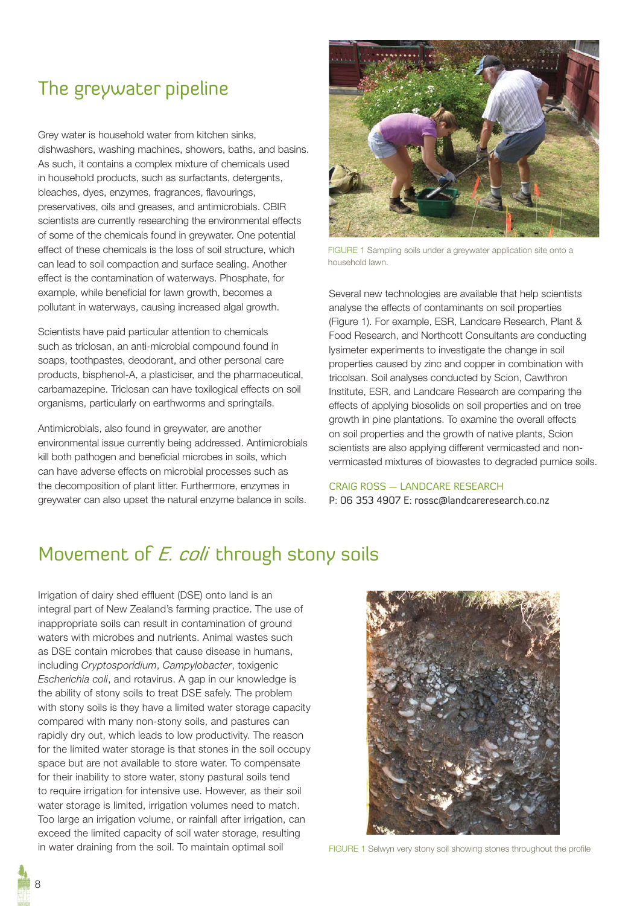## The greywater pipeline

Grey water is household water from kitchen sinks, dishwashers, washing machines, showers, baths, and basins. As such, it contains a complex mixture of chemicals used in household products, such as surfactants, detergents, bleaches, dyes, enzymes, fragrances, flavourings, preservatives, oils and greases, and antimicrobials. CBIR scientists are currently researching the environmental effects of some of the chemicals found in greywater. One potential effect of these chemicals is the loss of soil structure, which can lead to soil compaction and surface sealing. Another effect is the contamination of waterways. Phosphate, for example, while beneficial for lawn growth, becomes a pollutant in waterways, causing increased algal growth.

Scientists have paid particular attention to chemicals such as triclosan, an anti-microbial compound found in soaps, toothpastes, deodorant, and other personal care products, bisphenol-A, a plasticiser, and the pharmaceutical, carbamazepine. Triclosan can have toxilogical effects on soil organisms, particularly on earthworms and springtails.

Antimicrobials, also found in greywater, are another environmental issue currently being addressed. Antimicrobials kill both pathogen and beneficial microbes in soils, which can have adverse effects on microbial processes such as the decomposition of plant litter. Furthermore, enzymes in greywater can also upset the natural enzyme balance in soils.

FIGURE 1 Sampling soils under a greywater application site onto a household lawn.

Several new technologies are available that help scientists analyse the effects of contaminants on soil properties (Figure 1). For example, ESR, Landcare Research, Plant & Food Research, and Northcott Consultants are conducting lysimeter experiments to investigate the change in soil properties caused by zinc and copper in combination with tricolsan. Soil analyses conducted by Scion, Cawthron Institute, ESR, and Landcare Research are comparing the effects of applying biosolids on soil properties and on tree growth in pine plantations. To examine the overall effects on soil properties and the growth of native plants, Scion scientists are also applying different vermicasted and non-vermicasted mixtures of biowastes to degraded pumice soils.

CRAIG ROSS — LANDCARE RESEARCH
P: 06 353 4907 E: rossc@landcareresearch.co.nz

## Movement of *E. coli* through stony soils

Irrigation of dairy shed effluent (DSE) onto land is an integral part of New Zealand's farming practice. The use of inappropriate soils can result in contamination of ground waters with microbes and nutrients. Animal wastes such as DSE contain microbes that cause disease in humans, including *Cryptosporidium*, *Campylobacter*, toxigenic *Escherichia coli*, and rotavirus. A gap in our knowledge is the ability of stony soils to treat DSE safely. The problem with stony soils is they have a limited water storage capacity compared with many non-stony soils, and pastures can rapidly dry out, which leads to low productivity. The reason for the limited water storage is that stones in the soil occupy space but are not available to store water. To compensate for their inability to store water, stony pastural soils tend to require irrigation for intensive use. However, as their soil water storage is limited, irrigation volumes need to match. Too large an irrigation volume, or rainfall after irrigation, can exceed the limited capacity of soil water storage, resulting in water draining from the soil. To maintain optimal soil

FIGURE 1 Selwyn very stony soil showing stones throughout the profile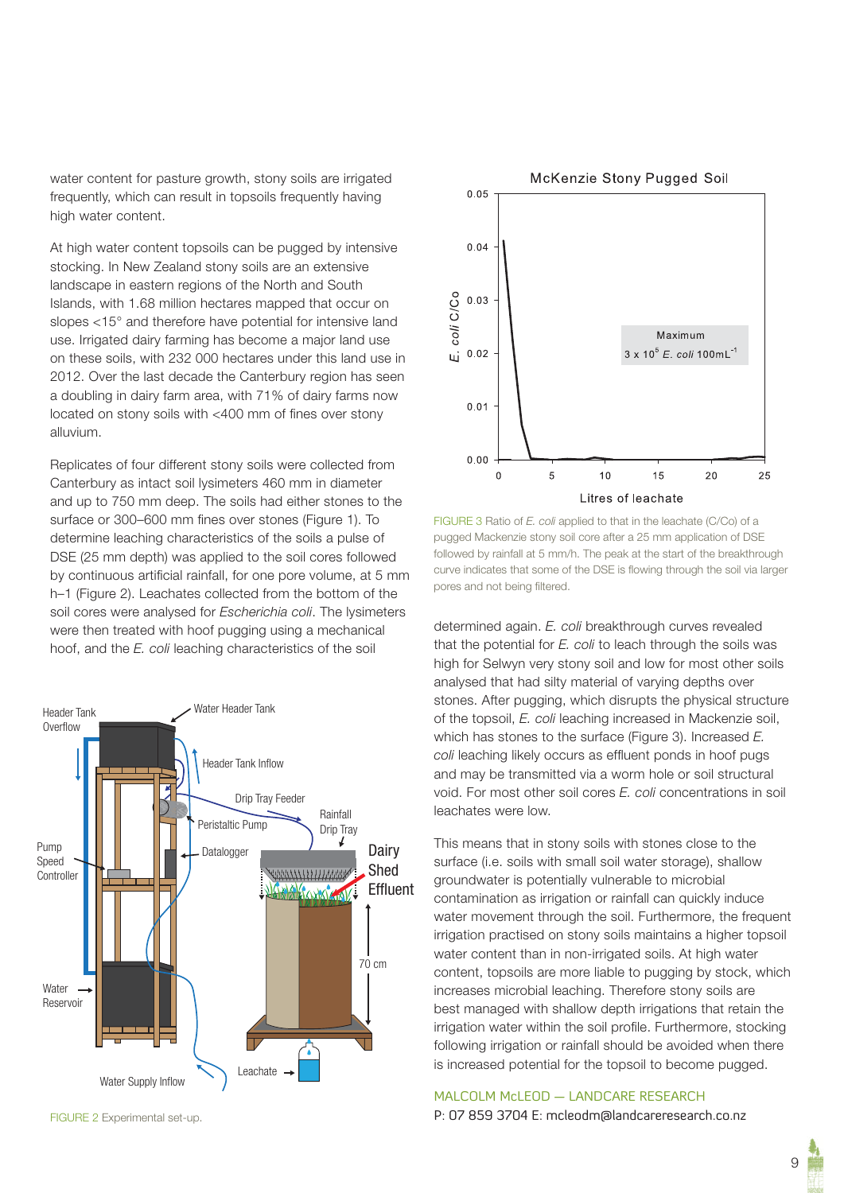water content for pasture growth, stony soils are irrigated frequently, which can result in topsoils frequently having high water content.

At high water content topsoils can be pugged by intensive stocking. In New Zealand stony soils are an extensive landscape in eastern regions of the North and South Islands, with 1.68 million hectares mapped that occur on slopes <15° and therefore have potential for intensive land use. Irrigated dairy farming has become a major land use on these soils, with 232 000 hectares under this land use in 2012. Over the last decade the Canterbury region has seen a doubling in dairy farm area, with 71% of dairy farms now located on stony soils with <400 mm of fines over stony alluvium.

Replicates of four different stony soils were collected from Canterbury as intact soil lysimeters 460 mm in diameter and up to 750 mm deep. The soils had either stones to the surface or 300–600 mm fines over stones (Figure 1). To determine leaching characteristics of the soils a pulse of DSE (25 mm depth) was applied to the soil cores followed by continuous artificial rainfall, for one pore volume, at 5 mm h–1 (Figure 2). Leachates collected from the bottom of the soil cores were analysed for *Escherichia coli*. The lysimeters were then treated with hoof pugging using a mechanical hoof, and the *E. coli* leaching characteristics of the soil determined again. *E. coli* breakthrough curves revealed that the potential for *E. coli* to leach through the soils was high for Selwyn very stony soil and low for most other soils analysed that had silty material of varying depths over stones. After pugging, which disrupts the physical structure of the topsoil, *E. coli* leaching increased in Mackenzie soil, which has stones to the surface (Figure 3). Increased *E. coli* leaching likely occurs as effluent ponds in hoof pugs and may be transmitted via a worm hole or soil structural void. For most other soil cores *E. coli* concentrations in soil leachates were low.

FIGURE 2 Experimental set-up.

FIGURE 3 Ratio of *E. coli* applied to that in the leachate (C/Co) of a pugged Mackenzie stony soil core after a 25 mm application of DSE followed by rainfall at 5 mm/h. The peak at the start of the breakthrough curve indicates that some of the DSE is flowing through the soil via larger pores and not being filtered.

This means that in stony soils with stones close to the surface (i.e. soils with small soil water storage), shallow groundwater is potentially vulnerable to microbial contamination as irrigation or rainfall can quickly induce water movement through the soil. Furthermore, the frequent irrigation practised on stony soils maintains a higher topsoil water content than in non-irrigated soils. At high water content, topsoils are more liable to pugging by stock, which increases microbial leaching. Therefore stony soils are best managed with shallow depth irrigations that retain the irrigation water within the soil profile. Furthermore, stocking following irrigation or rainfall should be avoided when there is increased potential for the topsoil to become pugged.

MALCOLM McLEOD — LANDCARE RESEARCH

P: 07 859 3704 E: mcleodm@landcareresearch.co.nz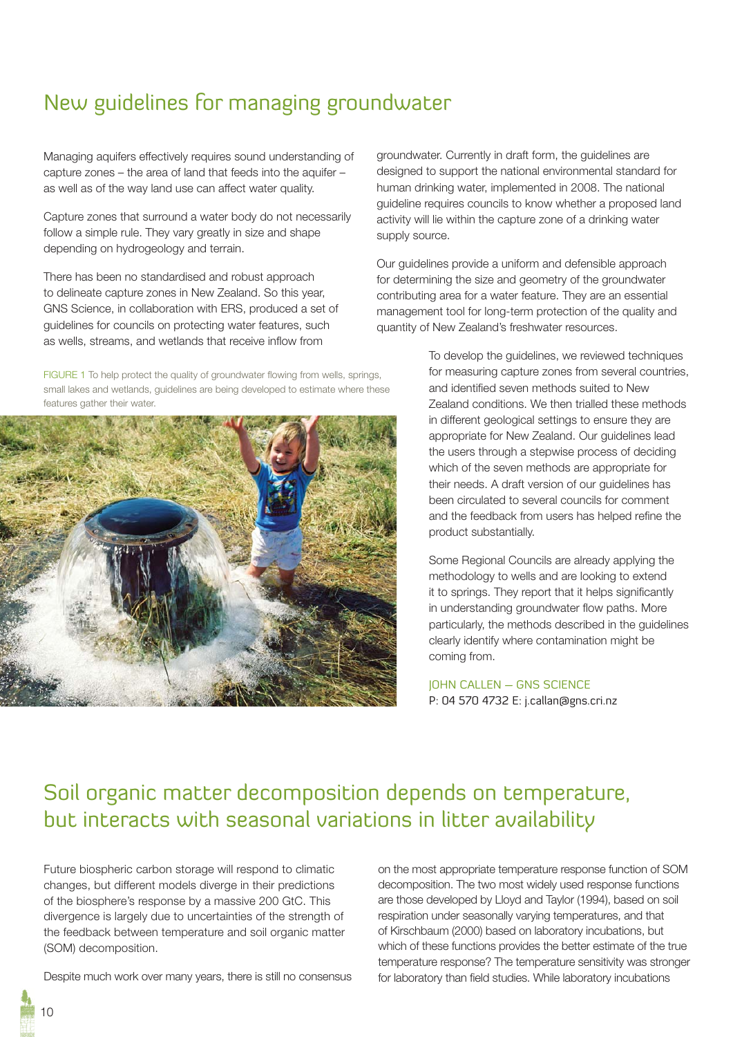# New guidelines for managing groundwater

Managing aquifers effectively requires sound understanding of capture zones – the area of land that feeds into the aquifer – as well as of the way land use can affect water quality.

Capture zones that surround a water body do not necessarily follow a simple rule. They vary greatly in size and shape depending on hydrogeology and terrain.

There has been no standardised and robust approach to delineate capture zones in New Zealand. So this year, GNS Science, in collaboration with ERS, produced a set of guidelines for councils on protecting water features, such as wells, streams, and wetlands that receive inflow from groundwater. Currently in draft form, the guidelines are designed to support the national environmental standard for human drinking water, implemented in 2008. The national guideline requires councils to know whether a proposed land activity will lie within the capture zone of a drinking water supply source.

Our guidelines provide a uniform and defensible approach for determining the size and geometry of the groundwater contributing area for a water feature. They are an essential management tool for long-term protection of the quality and quantity of New Zealand's freshwater resources.

FIGURE 1 To help protect the quality of groundwater flowing from wells, springs, small lakes and wetlands, guidelines are being developed to estimate where these features gather their water.

To develop the guidelines, we reviewed techniques for measuring capture zones from several countries, and identified seven methods suited to New Zealand conditions. We then trialled these methods in different geological settings to ensure they are appropriate for New Zealand. Our guidelines lead the users through a stepwise process of deciding which of the seven methods are appropriate for their needs. A draft version of our guidelines has been circulated to several councils for comment and the feedback from users has helped refine the product substantially.

Some Regional Councils are already applying the methodology to wells and are looking to extend it to springs. They report that it helps significantly in understanding groundwater flow paths. More particularly, the methods described in the guidelines clearly identify where contamination might be coming from.

JOHN CALLEN – GNS SCIENCE
P: 04 570 4732 E: j.callan@gns.cri.nz

# Soil organic matter decomposition depends on temperature, but interacts with seasonal variations in litter availability

Future biospheric carbon storage will respond to climatic changes, but different models diverge in their predictions of the biosphere's response by a massive 200 GtC. This divergence is largely due to uncertainties of the strength of the feedback between temperature and soil organic matter (SOM) decomposition.

Despite much work over many years, there is still no consensus on the most appropriate temperature response function of SOM decomposition. The two most widely used response functions are those developed by Lloyd and Taylor (1994), based on soil respiration under seasonally varying temperatures, and that of Kirschbaum (2000) based on laboratory incubations, but which of these functions provides the better estimate of the true temperature response? The temperature sensitivity was stronger for laboratory than field studies. While laboratory incubations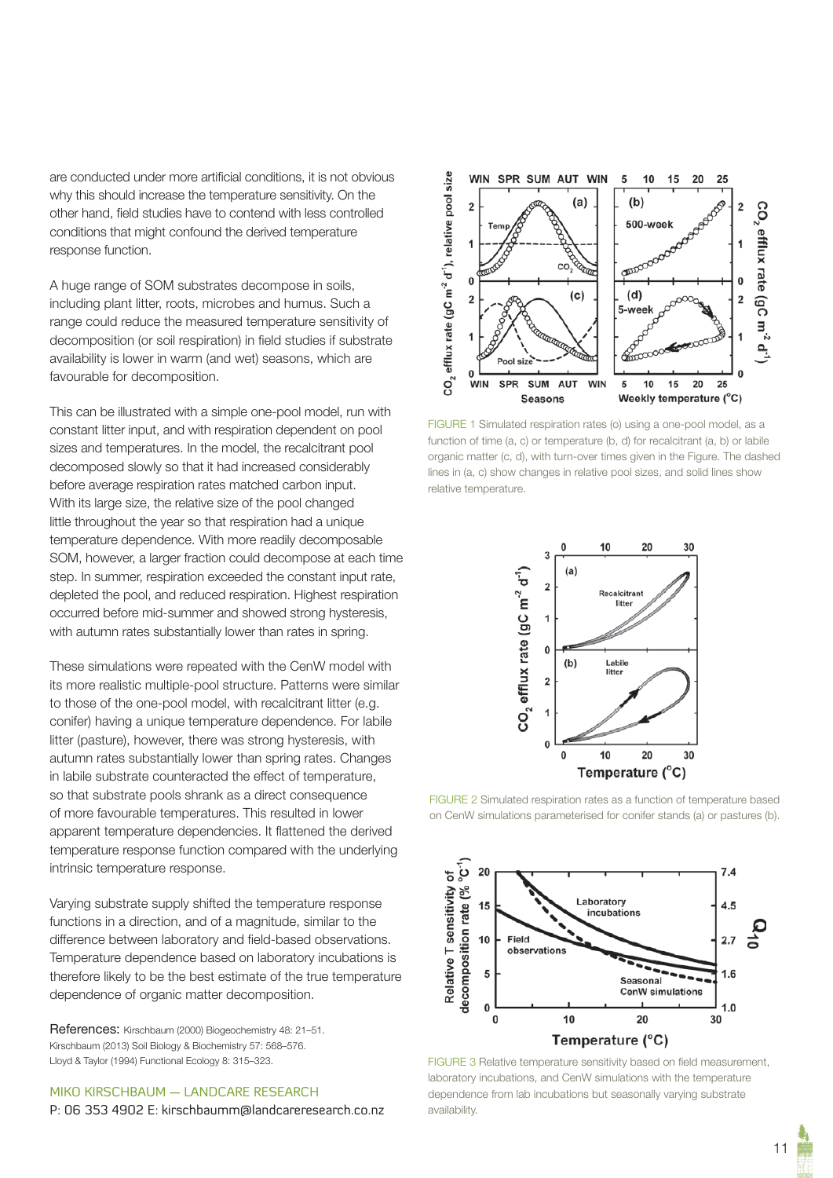are conducted under more artificial conditions, it is not obvious why this should increase the temperature sensitivity. On the other hand, field studies have to contend with less controlled conditions that might confound the derived temperature response function.

A huge range of SOM substrates decompose in soils, including plant litter, roots, microbes and humus. Such a range could reduce the measured temperature sensitivity of decomposition (or soil respiration) in field studies if substrate availability is lower in warm (and wet) seasons, which are favourable for decomposition.

This can be illustrated with a simple one-pool model, run with constant litter input, and with respiration dependent on pool sizes and temperatures. In the model, the recalcitrant pool decomposed slowly so that it had increased considerably before average respiration rates matched carbon input. With its large size, the relative size of the pool changed little throughout the year so that respiration had a unique temperature dependence. With more readily decomposable SOM, however, a larger fraction could decompose at each time step. In summer, respiration exceeded the constant input rate, depleted the pool, and reduced respiration. Highest respiration occurred before mid-summer and showed strong hysteresis, with autumn rates substantially lower than rates in spring.

These simulations were repeated with the CenW model with its more realistic multiple-pool structure. Patterns were similar to those of the one-pool model, with recalcitrant litter (e.g. conifer) having a unique temperature dependence. For labile litter (pasture), however, there was strong hysteresis, with autumn rates substantially lower than spring rates. Changes in labile substrate counteracted the effect of temperature, so that substrate pools shrank as a direct consequence of more favourable temperatures. This resulted in lower apparent temperature dependencies. It flattened the derived temperature response function compared with the underlying intrinsic temperature response.

Varying substrate supply shifted the temperature response functions in a direction, and of a magnitude, similar to the difference between laboratory and field-based observations. Temperature dependence based on laboratory incubations is therefore likely to be the best estimate of the true temperature dependence of organic matter decomposition.

References: Kirschbaum (2000) Biogeochemistry 48: 21–51.
Kirschbaum (2013) Soil Biology & Biochemistry 57: 568–576.
Lloyd & Taylor (1994) Functional Ecology 8: 315–323.

MIKO KIRSCHBAUM — LANDCARE RESEARCH
P: 06 353 4902 E: kirschbaumm@landcareresearch.co.nz

FIGURE 1 Simulated respiration rates (o) using a one-pool model, as a function of time (a, c) or temperature (b, d) for recalcitrant (a, b) or labile organic matter (c, d), with turn-over times given in the Figure. The dashed lines in (a, c) show changes in relative pool sizes, and solid lines show relative temperature.

FIGURE 2 Simulated respiration rates as a function of temperature based on CenW simulations parameterised for conifer stands (a) or pastures (b).

FIGURE 3 Relative temperature sensitivity based on field measurement, laboratory incubations, and CenW simulations with the temperature dependence from lab incubations but seasonally varying substrate availability.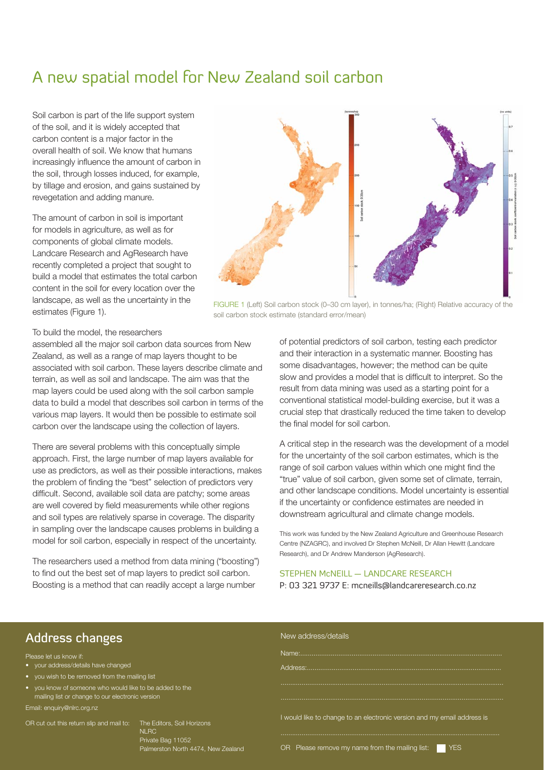# A new spatial model for New Zealand soil carbon

Soil carbon is part of the life support system of the soil, and it is widely accepted that carbon content is a major factor in the overall health of soil. We know that humans increasingly influence the amount of carbon in the soil, through losses induced, for example, by tillage and erosion, and gains sustained by revegetation and adding manure.

The amount of carbon in soil is important for models in agriculture, as well as for components of global climate models. Landcare Research and AgResearch have recently completed a project that sought to build a model that estimates the total carbon content in the soil for every location over the landscape, as well as the uncertainty in the estimates (Figure 1).

(tonnes/ha)

300

250

200

150

100

50

0

Soil carbon stock, 0-30cm

(no units)

0.7

0.6

0.5

0.4

0.3

0.2

0.1

0

Soil carbon stock coefficient of variation (r.u.) 0-30cm

FIGURE 1 (Left) Soil carbon stock (0–30 cm layer), in tonnes/ha; (Right) Relative accuracy of the soil carbon stock estimate (standard error/mean)

To build the model, the researchers assembled all the major soil carbon data sources from New Zealand, as well as a range of map layers thought to be associated with soil carbon. These layers describe climate and terrain, as well as soil and landscape. The aim was that the map layers could be used along with the soil carbon sample data to build a model that describes soil carbon in terms of the various map layers. It would then be possible to estimate soil carbon over the landscape using the collection of layers.

There are several problems with this conceptually simple approach. First, the large number of map layers available for use as predictors, as well as their possible interactions, makes the problem of finding the "best" selection of predictors very difficult. Second, available soil data are patchy; some areas are well covered by field measurements while other regions and soil types are relatively sparse in coverage. The disparity in sampling over the landscape causes problems in building a model for soil carbon, especially in respect of the uncertainty.

The researchers used a method from data mining ("boosting") to find out the best set of map layers to predict soil carbon. Boosting is a method that can readily accept a large number of potential predictors of soil carbon, testing each predictor and their interaction in a systematic manner. Boosting has some disadvantages, however; the method can be quite slow and provides a model that is difficult to interpret. So the result from data mining was used as a starting point for a conventional statistical model-building exercise, but it was a crucial step that drastically reduced the time taken to develop the final model for soil carbon.

A critical step in the research was the development of a model for the uncertainty of the soil carbon estimates, which is the range of soil carbon values within which one might find the "true" value of soil carbon, given some set of climate, terrain, and other landscape conditions. Model uncertainty is essential if the uncertainty or confidence estimates are needed in downstream agricultural and climate change models.

This work was funded by the New Zealand Agriculture and Greenhouse Research Centre (NZAGRC), and involved Dr Stephen McNeill, Dr Allan Hewitt (Landcare Research), and Dr Andrew Manderson (AgResearch).

STEPHEN McNEILL — LANDCARE RESEARCH
P: 03 321 9737 E: mcneills@landcareresearch.co.nz

## Address changes

Please let us know if:

- your address/details have changed
- you wish to be removed from the mailing list
- you know of someone who would like to be added to the mailing list or change to our electronic version

Email: enquiry@nlrc.org.nz

OR cut out this return slip and mail to: The Editors, Soil Horizons
NLRC
Private Bag 11052
Palmerston North 4474, New Zealand

New address/details

Name:...........................................................................................

Address:.......................................................................................

.....................................................................................................

.....................................................................................................

I would like to change to an electronic version and my email address is

.....................................................................................................

OR Please remove my name from the mailing list: ☐ YES